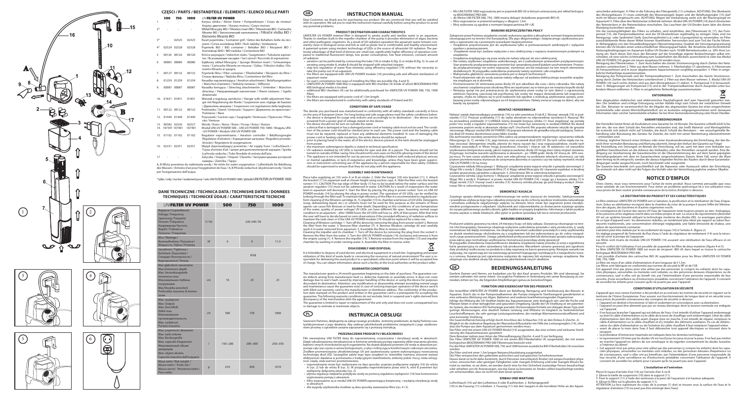## CZĘŚCI / PARTS / BESTANDTEILE / ELEMENTS / ELENCO DELLE PARTI

| | 500 | 750 | 1000 | UNIFILTER UV POWER |
|---|---|---|---|---|
| 1. | - | - | - | Korpus silnika / Motor frame / Pumpenkörper / Corps du moteur/ Корпус двигателя / Korpus motore / Corpo motore |
| 2* | - | - | - | Wkład filtracyjny BIO / Filtration insert BIO / Filtereinsatz BIO / Cartouche filtrante BIO / Биологический наполнитель / Filtrační vložka BIO / Elemento filtrante BIO |
| 3* | - | 02525 | 02525 | Ruszt pojemnika / Container grill / Gitter des Behälters Grille du récipient / Сетка контейнера БИО / Rošt nádoby / Intelaiatura |
| 4* | 02529 | 02528 | 02528 | Pojemnik BIO / BIO container / Behälter BIO / Récipient BIO / Контейнер БИО / BIO nádoba / Contenitore BIO |
| 5. | 00126 | 00126 | 00126 | Króćcze zasysające / Induction stubs / Saugstutzen / Tubulures aspirantes / Всасывающие насадки / Sací vývod / Raccordi di aspirazione |
| 6. | 00083 | 00086 | 00086 | Gąbkowy wkład filtracyjny / Sponge filtration insert / Schwammpatrone / Cartouche filtrante en mousse / Губка / Filtrační vložka / Elemento filtrante in spugna |
| 7. | 00127 | 00132 | 00132 | Pojemnik filtra / Filter container / Filterbehälter / Récipient du filtre / Стакан фильтра / Nádoba filtru / Contenitore del filtro |
| 8. | 01259 | 01259 | 01259 | Nasadka napowietrzająca / Aeration attachment / Belüftungsinjektor / Manchon d'aération / Аэратор / Vzduchový nástavec / Diffusore |
| 9. | 00087 | 00087 | 00087 | Nasadka kierująca / Directing attachments / Umlenker / Manchon directeur / Направляющий наконечник / Hlavní nástavec / Ugello direzionale |
| 10. | 01831 | 01831 | 01831 | Wieszak z regulacją szerokości / Hanger with width adjustment Hänger mit Regulierung der Breite / Suspension avec réglage de hauteur / Держатель-вешалка / Sospensore con regolazione della larghezza |
| 11. | 00122 | 00122 | 00122 | Podstawka / Stand / Untersatz / Support / Держатель на присосках / Podstavec / Base |
| 12. | 01449 | 01449 | 01449 | Przyssawki / Suction caps / Saugnäpfe / Ventouses / Присоски / Přísavka / Ventose |
| 13. | 00582 | 02526 | 02527 | Wirnik / Rotor / Rotor / Rotor / Ротор / Rotor / Rotore |
| 14. | 107391 | 107401 | 107401 | Moduł UNI-UV POWER 500 – UNI-UV POWER 750-1000 / Модуль UNI-UV POWER / Modulo UNI-UV POWER 500 |
| 15. | 01102 | 01102 | 01102 | Regulator napowietrzania / Aeration controller / Belüftungsregler Régulateur d'aération / Аэрационная заслонка / Regulátor provzdušňování / Regolatore di ossigenazione |
| 16. | 02351 | 02351 | 02351 | Wężyk doprowadzający powietrze / Air supply hose / Luftschlauch / Tuyau d'arrivée d'air / Шланг для дополнительной аэрации / Spirála k přívodu vzduchu / Tubo flessibile di entrata dell'aria |
| 17. | - | - | - | Zatyczka / Stopper / Stöpsel / Clavette / Заглушка крышки роторной камеры / Zástrčka / Tappo |

A, B Wloty powietrza do natleniania wody / Air inlets for water oxygenation / Lufteinlaufe für Belüftung des Wassers / Arrivées d'air pour l'oxygénation de l'eau / A, B Přívody vzduchu k okysličování vody / Uscite per l'ossigenazione dell'acqua

*tylko / only / nur bei / seulement pour / solo UNIFILTER UV POWER 1000 / pouze UNI FILTER UV POWER 1000

## DANE TECHNICZNE / TECHNICAL DATA / TECHNISHE DATEN / DONNEES TECHNIQUES / TECHNICKÉ ÚDAJE / CARATTERISTICHE TECNICHE

| UNIFILTER UV POWER | | 500 | 750 | 1000 |
|---|---|---|---|---|
| Napięcie / Częstotliwość Voltage / Frequency Spannung / Frequenz Tension / Fréquence Напряжение/Частота Napětí / Frekvence Tensione / Frequenza | V / Hz | 220-240 / 50 | | |
| Moc / Wattage / Nennaufnahme / Puissance / Мощность / Výkon / Potenza | W | 6 | 9 | 11,9 |
| Szczelność / Tightness / Dichtheit / Étanchéité / Стандарт безопасности / Neprostupnost / Tenuta | | IPX8 | | |
| Max głębokość zanurzenia / Max immersion depth / Max. Versenkungstiefe / Immersion max / Максимальная глубина погружения / Max hloubka ponoření / Profondità massima di immersione | cm | 10 | 25 | 25 |
| Max. wydajność / Max. Output / Max. Durchfluß / Débit max. / Максимальная производительность / Max. výkonnost / Portata massima | l/h | 500 | 750 | 1000 |
| Max. pojemność akwarium / Max. tank volume / Max. Beckengröße / Max. capacité d'aquarium / Максимальный объём аквариума / Max. objem akvária / Capacità massima dell'acquario | l | 150÷200 | 200÷300 | 250÷350 |
| Masa netto / Net weight / Masse netto / Poids net / Масса нетто / Hmotnost netto / Peso netto | g | 610 | 850 | 1010 |

## GB INSTRUCTION MANUAL

Dear Customer, we thank you for purchasing our product. We are convinced that you will be satisfied with its operation. We ask you to read the instruction manual carefully before using the product to avoid any potential problems.

### PRODUCT DESTINATION AND CHARACTERISTICS

UNIFILTER UV POWER internal filter is designed to aerate, purify and sterilise water in an aquarium. Thanks to sterilizer built in the impeller chamber of the pump it provides elimination of algae, bacteria and other pathogenic organisms. As a result of UV radiation operation the aquarium water remains constantly clean in biological sense and fish as well as plants live in comfortable and healthy environment. A patented system using modern technology of LEDs is the source of ultraviolet UV radiation. The particular advantage of that kind of devices are: small size, significantly higher efficiency of operation compared to traditional fluorescent lamps, low power consumption, low heat emission, constant amount of radiation:
- aeration can be performed by connecting the tube (16) to intake A (fig. 2) or intake B (fig. 3). In case of aerating using intake A, intake B should be stopped with attached stopper.
- step-less regulation of water flow intensity using efficiency regulator (14) without the necessity to take the pump out of an aquarium.
- the filters are equipped with UNI-UV POWER module (14) providing safe and efficient sterilization of aquarium water
- for user's convenience two ways of installing the filter are possible (fig. 4 and 5).
- UNIFILTER UV POWER 1000 filter is equipped with BIO chamber (4) inside of which BIOCERAMAX PRO 600 biological media is located.
- additional BIO chambers (4) can be additionally purchased for UNIFILTER UV POWER 500, 750, 1000 filters.
- the filters are equipped with power cord of 1,5m length.
- the filters are manufactured in conformity with safety standards of Poland and EU.

### CONDITIONS OF SAFE USAGE

The device you purchased was manufactured in conformity with all safety standards currently in force on the area of European Union. For long lasting and safe usage please read the safety rules stated below:
- the device is designed for usage only indoors and accordingly to its destination. - the device can be powered from a power grid of voltage stated on the device.
- the power plug of the device must be located outside the water.
- a device that is damaged or has a damaged power cord or heating cable must not be used. The condition of the power cord should be checked prior to each use. The power cord and the heating cable must not be repaired, replaced or have any additional elements installed. In case of damaging the power cord or heating cable insulation, the entire device should be replaced.
- prior to placing hand in the water, all of the electric devices present in the tank should be unplugged from power.
- the maximum submergence depths is stated in technical specification.
- UV radiation emitted by UV LEDs is harmful for eyes and skin of a person. The device should not be turned on outside of filter casing. One should not fix one's eyes on the LEDs glowing inside of the dome!
- This appliance is not intended for use by persons (including children) with reduced physical, sensory or mental capabilities, or lack of experience and knowledge, unless they have been given supervision or instruction concerning use of the appliance by a person responsible for their safety. Children should be supervised to ensure that they do not play with the appliance.

### ASSEMBLY AND MAINTENANCE

Place tube supplying air (16) onto A or B air intake. 2. Slide the hanger (10) into bracket (11). 3. Attach the bracket (11) to aquarium wall at chosen height using suction cups. 4. Slide the filter onto the bracket runner (11). CAUTION: The top edge of filter body (1) has to be located below the water surface and the aeration regulator (15) must not be submerged in water. CAUTION: As a result of evaporation the water level in aquarium will decrease! 5. Start the filter by placing the plug in power socket. Turn on UNI-UV POWER module (14) by placing the plug in power socket. The operation of UV LEDs can be verified by looking through the filter wall. To maintain high efficiency of the filter it is recommended to regularly perform cleaning of the impeller (13) its chamber and lenses of UV LEDs. Detergents and chemicals (soap, dishwashing liquid, etc.) or solvents must not be used for the purpose as the remains of these agents can cause fish illnesses or lead to their death. Depending on the conditions of use (temperature of the water, quality of power voltage) UV LEDs can have different life span. Assuming normal usage condition in an aquarium – after 10000 hours the UV LEDs will lose ca. 20% of their power. After that time the user will have to decide based on own observations if the provided efficiency of radiation suffices to maintain the tank clean or if the UNI-UV POWER module (14) should be replaced for a new one.

Cleaning of filtration cartridge: 1. Turn off the device by removing the plug from power socket! 2. Remove the filter from the water. 3. Remove filter chamber (7) and filtration cartridge (6) and carefully wash it in water removed from aquarium. 5. Assemble the filter in reverse order.

Cleaning the impeller and its chamber: 1. Turn off the device by removing the plug from the socket! 2. Remove the filter from the water. 3. Turn the UNI-UV POWER module (14) clockwise and remove it from the engine casing (1). 4. Remove the impeller (14). 5. Remove residue from the impeller (13) and impeller chamber by washing it under running water. 6. Assemble the filter in reverse order.

### DISASSEMBLY AND DISPOSAL

It is forbidden to dispose of used electric and electronical equipment in a trash bin. Segregating and proper utilization of this kind of waste leads to conserving the resources of natural environment. The user is responsible for delivering the used product to a specialized collection point where it will be accepted free of charge. You can obtain information about such a facility at the local authorities at the product seller.

### GUARANTEE CONDITIONS

The manufacturer grants a 24 month guarantee beginning on the date of purchase. The guarantee covers defects arising from manufacturer fault i.e. defective materials or assembly errors. It does not cover damage due to user's fault caused by improper handling of the device or using the device for purposes discordant its destination. Alteration, any modification or disassembly attempt exceeding normal usage and maintenance can cause the guarantee void. In case of noticing improper operation of the device send it with filled out warranty card to the manufacturer or distribution address. The conformity of the production date stamped on the product and written in the guarantee card is a prerequisite for accepting the guarantee. The following warranty conditions do not exclude, limit or suspend user's rights derived from discrepancy of the merchandise with the agreement.

The guarantee is limited to repair or replacement of the unit only and does not cover consequential loss or damage to animate or inanimate objects.

## PL INSTRUKCJA OBSŁUGI

Szanowni Państwo, dziękujemy za zakup naszego produktu. Jesteśmy przekonani, że będą Państwo usatysfakcjonowani z jego działania. Aby uniknąć jakichkolwiek problemów związanych z jego użytkowaniem prosimy o uprzednie uważne zapoznanie się z poniższą instrukcją.

### PRZEZNACZENIE PRODUKTU I WŁAŚCIWOŚCI

Filtr wewnętrzny UNI FILTER służy do napowietrzania, oczyszczania i sterylizacji wody w akwariach. Dzięki wbudowanemu sterylizatorowi w komorze wirnikowej pompy zapewnia efekt niszczenia glonów, bakterii i innych chorobotwórczych organizmów. Na skutek działania promieni UV woda w akwarium pozostaje cały czas czysta w sensie biologicznym, a ryby i rośliny żyją w komfortowym i zdrowym otoczeniu. Źródłem promieniowania ultrafioletowego UV jest opatentowany system wykorzystujący nowoczesną technologię diod LED. Szczególne zalety tego typu urządzeń to: niewielkie rozmiary, znacznie wyższa efektywność działania w porównaniu z tradycyjnymi świetlówkami, zmniejszony pobór mocy, niska emisja ciepła, stała wartość promieniowania:
- napowietrzanie może być realizowane na dwa sposoby: poprzez podłączenie wężyka (16) do wlotu A (rys. 2) lub do wlotu B (rys. 3). W przypadku napowietrzania przez wlot A, wlot B powinien być zaślepiony dołączoną zatyczką (rys. 2).
- płynna regulacja natężenia przepływu wody za pomocą regulatora wydajności (14) bez konieczności wyjmowania pompy z akwarium.
- filtry wyposażone są w moduł UNI-UV POWER zapewniający bezpieczną i wydajną sterylizację wody w akwariach
- dla wygody użytkownika możliwe są dwa sposoby zawieszenia filtra (rys. 4 i 5).
- filtr UNI FILTER 1000 wyposażony jest w pojemnik BIO (4) w którym umieszczony jest wkład biologiczny BIOCERAMAX PRO 600.
- do filtrów UNI FILTER 500, 750, 1000 można dokupić dodatkowe pojemniki BIO (4)
- filtry wyposażono w przewód zasilający o długości 1,5m
- filtry wykonane są zgodnie z normami bezpieczeństwa RP i UE.

### WARUNKI BEZPIECZEŃSTWA PRACY

Zakupione przez Państwa urządzenie zostało wykonane zgodnie z aktualnymi normami bezpieczeństwa obowiązującymi na terenie Unii Europejskiej. Dla jego długotrwałego i bezpiecznego użytkowania prosimy o zapoznanie się z poniższymi warunkami bezpieczeństwa:
- Urządzenie przeznaczone jest do użytkowania tylko w pomieszczeniach zamkniętych i wyłącznie zgodnie z przeznaczeniem.
- Urządzenie może być zasilane wyłącznie z sieci elektrycznej o napięciu znamionowym podanym na urządzeniu.
- Urządzenia znajdującego się poza wodą nie należy włączać do sieci elektrycznej.
- Nie należy użytkować urządzenia uszkodzonego, ani z uszkodzonym przewodem przyłączeniowym. Stan przewodu przyłączeniowego powinien być sprawdzony przed każdym uruchomieniem. Przewodu przyłączeniowego nie wolno naprawiać, wymieniać ani też instalować na nim żadnych elementów dodatkowych. W przypadku uszkodzenia przewodu należy wymienić całe urządzenie.
- Maksymalna głębokość zanurzenia podana jest w danych technicznych.
- Przed włożeniem ręki do wody zawsze należy odłączyć od zasilania elektrycznego wszystkie urządzenia znajdujące się w zbiorniku.
- Promieniowanie UV emitowane przez diody UV jest szkodliwe dla oczu i skóry człowieka. Nie należy uruchamiać urządzenia poza obudową filtra ani wpatrywać się w świecące we wnętrzu kopułki diody!
- Niniejszy sprzęt nie jest przeznaczony do użytkowania przez osoby (w tym dzieci) o ograniczonej zdolności fizycznej, czuciowej lub psychicznej, lub osoby nie mające doświadczenia lub znajomości sprzętu, chyba że odbywa się to pod nadzorem lub zgodnie z instrukcją użytkowania sprzętu, przekazaną przez osoby odpowiadające za ich bezpieczeństwo. Należy zwracać uwagę na dzieci, aby nie bawiły się sprzętem.

### MONTAŻ I KONSERWACJA

Nałożyć wężyk doprowadzający powietrze (16) na wlot powietrza A lub B 2. Wsunąć wieszak (10) w podstawkę (11) 3. Przy pomocy przyssawek (11) do szyby akwarium na odpowiednej wysokości 4. Nasunąć filtr na prowadnicę podstawki (11) UWAGA: Górna krawędź korpusu silnika (1) musi znajdować się poniżej poziomu wody a regulator napowietrzania (15) nie może być zanurzony w wodzie! UWAGA Na skutek parowania poziom wody w akwarium obniża się! 5. Uruchomić filtr poprzez włożenie wtyczki do gniazda sieciowego. Włączyć moduł UNI-UV POWER (14) poprzez włożenie do gniazdka wtyczki zasilającej. Świecenie diod UV można skontrolować przez szkło ścianki.

Dla zachowania wysokiej sprawności filtra zaleca się przeprowadzanie regularnego czyszczenia wkładu filtracyjnego (6, 7), wirnika (13), jego komory oraz szczelności diod LED UV. Do tych celów nigdy nie należy stosować detergentów (mydła, płynów do mycia naczyń itp.) oraz rozpuszczalników; resztki tych środków pozostałych w filtrze mogą powodować choroby i śnięcie ryb. W zależności od warunków użytkowania (temperatura wody, jakość napięcia zasilania) diody UV mogą mieć różny stopień starzenia. Przyjmując normalne warunki użytkowania w akwarium – po 10000 godz. diody UV stracą ok. 20% swojej mocy. Po tym czasie użytkownik musi sam zdecydować na podstawie własnych obserwacji, czy taki poziom promieniowania wystarcza do utrzymania zbiornika w czystości czy też należy wymienić moduł UNI-UV POWER (14) na nowy.

Czyszczenie wkładu filtracyjnego:1. Wyłączyć urządzenie przez wyjęcie wtyczki z gniazda sieciowego! 2. Wyjąć filtr z wody 3. Zdjąć pojemnik filtra (7) 4. Wyjąć wkład filtracyjny (6) i starannie wypłukać w brudnej wodzie spuszczonej uprzednio z akwarium. 5. Zmontować filtr w odwrotnej kolejności.

Czyszczenie wirnika i jego komory: 1. Wyłączyć urządzenie przez wyjęcie wtyczki z gniazda sieciowego!2. Wyjąć filtr z wody 3. Przekręcić w prawo moduł UNI-UV POWER (14) i wyjąć go z korpusu silnika (1) 4. Wyjąć wirnik (13) 5. Usunąć osad z wirnika (13) i komory wirnika płucząc go pod bieżącą wodą 6. Zmontować filtr w odwrotnej kolejności.

### DEMONTAŻ I KASACJA

Zużytego sprzętu elektrycznego i elektronicznego nie wolno wyrzucać do śmietnika. Selektywnie zbieranie i prawidłowa utylizacja tego typu odpadów przyczynia się do ochrony zasobów środowiska naturalnego i umożliwia uniknięcie negatywnego wpływu na zdrowie, które może być zagrożone przez nieodpowiednie postępowanie z odpadami. Użytkownik jest odpowiedzialny za dostarczenie zużytego sprzętu do wyspecjalizowanego punktu zbiórki, gdzie będzie on przyjęty bezpłatnie. Informacje o takim punkcie można uzyskać u władz lokalnych, albo pytać w punkcie sprzedaży lub też w serwisie producenta.

### WARUNKI GWARANCJI

Producent udziela gwarancji na okres 24 miesięcy licząc od daty zakupu. Gwarancja obowiązuje na terenie Unii Europejskiej. Gwarancja obejmuje wyłącznie uszkodzenia powstałe z winy producenta, tj. wady materiałowe lub błędy montażowe, nie obejmuje natomiast uszkodzeń powstałych z winy użytkownika na skutek niewłaściwego obchodzenia się z urządzeniem lub też wykorzystywania go do celów niezgodnych z jego przeznaczeniem. Gwarancja traci ważność w przypadku jakichkolwiek prób przeróbek lub demontażu sprzętu wykraczającego poza zakres jego normalnego użytkowania i konserwacji powodując utratę gwarancji!

W przypadku stwierdzenia nieprawidłowości działania urządzenia należy przesłać je wraz z wypełnioną kartą gwarancyjną na adres sprzedawcy lub producenta. Warunkiem uznania gwarancji jest zgodność daty produkcji wyłłoczonej na produkcie z datą wpisaną na karcie gwarancyjnej. Niniejsze warunki nie wyłączają, nie ograniczają ani nie zawieszają uprawnień kupującego wynikających z niezgodności towaru z umową. Gwarancja jest ograniczona wyłącznie do naprawy lub wymiany samego urządzenia. Nie obejmuje ona skutków utraty lub zniszczenia jakichkolwiek innych obiektów.

## DE BEDIENUNGSANLEITUNG

Geehrte Damen und Herren, wir bedanken uns für den Kauf unseres Produkts. Wir sind überzeugt, Sie werden zufrieden mit seiner Arbeit. Um jegliche Probleme in Verbindung mit seiner Benutzung zu vermeiden, bitten wir Sie, die folgenden Empfehlungen genau zu berücksichtigen.

### FUNKTION UND EIGENSCHAFTEN DES PRODUKTS

Der Innenfilter UNIFILTER UV POWER dient zur Belüftung, Reinigung und Sterilisierung des Wassers in Aquarien. Durch das in der Pumpenkammer der Pumpe integrierte Sterilisierungsgerät bewirkt er eine wirksame Abtötung von Algen, Bakterien und anderen krankheitserregenden Organismen. Infolge der Wirkung der UV-Strahlen bleibt das Aquariumwasser stets biologisch rein und die Fische und Pflanzen leben in einer angenehmen und gesunden Umgebung. Quelle der UV-Strahlung ist ein patentiertes System, das moderne LED-Technologie ausnutzt. Die besonderen Vorteile von Anlagen dieses Typs sind: geringe Abmessungen, eine deutlich höhere Leistung und Effizienz im Vergleich zu herkömmlichen Leuchtstofflampen, die sehr geringe Leistungsentnahme, der niedrige Wärmeemissionskoeffizient und eine konstante Strahlung.

Die Sauerstoffanreicherung erfolgt durch Anschluss des Schlauches (16) an den Einlass A (Zeichn. 2). Möglich ist die stufenlose Regelung der Wasserdurchflussstärke mit Hilfe des Leistungsreglers (14), ohne dass die Pumpe aus dem Aquarium genommen werden muss.

Die Filter sind mit einem UNI-UV POWER Modul (14) ausgestattet, das eine sichere und wirksame Sterilisierung des Aquariumwassers garantiert.

Dem Benutzer stehen zwei Arten der Filteraufhängung (Zeichn. 4 und 5) zur Verfügung.

Der Filter UNIFILTER UV POWER 1000 ist mit einem BIO-Filterbehälter (4) ausgestattet, der mit einem biologischen BIOCERAMAX PRO 600 Filtereinsatz bestückt wird.

Für die Filter UNIFILTER UV POWER 500, 750 und 1000 können zusätzliche BIO-Filterbehälter (4) erworben werden.

Die Filter sind mit einer 1,5m langen Netzanschlussleitung ausgestattet.

Die Filter entsprechen den geltenden polnischen und europäischen Sicherheitsnormen.

Dieses Gerät ist nicht dafür bestimmt, durch Personen (einschließlich Kinder) mit eingeschränkten physischen, sensorischen oder geistigen Fähigkeiten oder mangels Erfahrung und/oder mangels Wissen benutzt zu werden, es sei denn, sie werden durch eine für ihre Sicherheit zuständige Person beaufsichtigt oder erhielten von ihr Anweisungen, wie das Gerät zu benutzen ist. Kinder sollten beaufsichtigt werden, um sicherzustellen, dass sie nicht mit dem Gerät spielen.

### EINBAU UND WARTUNG

Luftschlauch (16) auf den Lufteinlass A oder B aufstecken. 2. Einhangegestell (10) in die Fassung (11) schieben. 3. Fassung (11) mit den Saugern in der korrekten Höhe an der Aquariumscheibe anbringen. 4. Filter in die Führung des Filtergestells (11) schieben. ACHTUNG: Die Oberkante des Motorgehäuses (1) muss unterhalb des Wasserspiegels liegen und der Belüftungsregler (15) darf nicht im Wasser eingetaucht sein. ACHTUNG: Wegen der Verdunstung senkt sich der Wasserspiegel im Aquarium! 5. Filter über den Netzstecker in Betrieb nehmen. Modul UNI-UV POWER (14) durch Einstecken des Netzsteckers in die Netzsteckdose einschalten. Das Leuchten der UV-Dioden kann über die dünne Wandung kontrolliert werden.

Um die Leistungsfähigkeit des Filters zu erhalten, wird empfohlen, den Filtereinsatz (6, 17), das Pumpenrad (13), die Pumpenkammer und die Dichtheit der UV-Dioden regelmäßig zu reinigen. Zum Reinigen dürfen keinerlei Reinigungs- oder Spülmittel (Seife, Geschirrspülmittel o.ä.) oder Lösungsmittel zu verwenden; im Filter zurückbleibende Reste dieser Mittel können Krankheiten hervorrufen und zum Tod der Fische führen. In Abhängigkeit von den Einsatzbedingungen (Wassertemperatur, Qualität der Versorgungsspannung) können die UV-Dioden einen unterschiedlichen Alterungsgrad haben. Bei Annahme durchschnittlicher Nutzungsbedingungen im Aquarium büßen UV-Dioden nach 10 000 Betriebsstunden ca. 20% ihrer Leistung ein. Nach dieser Zeit muss der Benutzer auf der Grundlage eigener Beobachtungen selbst entscheiden, ob eine solche Leistung ausreicht, das Aquarium sauber zu halten oder das Modul UNI-UV POWER (14) gegen ein neues ausgetauscht werden muss.

Reinigung des Filtereinsatzes: 1. Zum Abschalten des Geräts Stromversorgung durch Ziehen des Netzsteckers unterbrechen! 2. Filter aus dem Wasser nehmen. 3. Filterbehälter (7) abnehmen. 4. Filtereinsatz (6) herausnehmen und in zuvor abgelassenem Aquariumwasser sorgfältig auspülen. 5. Filter in umgekehrter Reihenfolge zusammensetzen.

Reinigung des Pumpenrads und der Pumpenradkammer:1. Zum Ausschalten des Geräts Stromversorgung durch Ziehen des Netzsteckers unterbrechen! 2. Filter aus dem Wasser nehmen. 3. Modul UNI-UV POWER (14) nach rechts drehen und aus dem Motorgehäuse (1) ziehen. 4. Pumpenrad (13) herausnehmen. 5. Ablagerungen am Pumpenrad (13) und der Pumpenradkammer durch Ausspülen unter laufendem Wasser entfernen. 6. Filter in umgekehrter Reihenfolge zusammensetzen.

### ENTSORGUNG

Kein abgenutztes elektrisches und elektronisches Haushaltsgerät darf zum Hausmüll gegeben werden. Die Selektion und richtige Entsorgung solcher Abfälle trägt zum Schutz der natürlichen Umwelt bei. Der Benutzer ist verantwortlich für die Abgabe des abgenutzten Geräts bei einer eingerichteten Sammelstelle oder einem Wertstoffannahmehof, wo es kostenlos entgegengenommen wird. Genauere Information über solcher Sammelstelle erhalten Sie bei Ihrer Gemeindeverwaltung oder Ihrem Händler.

### GARANTIEBEDINGUNGEN

Der Hersteller leistet Ihnen ab Kaufsdatum eine Garantie für 24 Monate. Die Garantie schließt bloß Schäden ein, die von dem Schuld des Herstellers entstanden sind, das heißt Material- und Montagefehler. Sie erstreckt sich jedoch nicht auf Schäden, die durch Schuld des Benutzers – wie unsachgemäße Behandlung oder Benutzung des Gerätes für Zwecke, die nicht mit seiner Bestimmung übereinstimmen – entstanden sind.

Achtung: Jeglicher Versuch eines Umbaus oder einer Auseinandersetzung der Einrichtung, der den Bereich ihrer normalen Benutzung und Wartung überlritt, bringt den Verlust der Garantie zur Folge!

Bei Feststellung von Störungen im Betrieb der Einrichtung, soll sie, samt mit dem vom Verkäufer ausgefüllten Garantieschein an die Adresse des Verkäufers oder des Herstellers versandt werden. Eine Bedingung zur Anerkennung der Garantierechte ist die Übereinstimmung des auf dem Gerät geprägten Herstellungsdatums mit dem im Garantieschein eingeschriebenen Datum. Beim Fall, wenn die Ware dem Vertrag nicht entspricht, werden die daraus folgenden Rechte des Käufers durch diese Garantiebedingungen weder ausgeschlossen, noch beschränkt oder ausgesetzt.

Die Garantie beschränkt sich ausschließlich auf die Reparatur oder Austausch selbst der Einrichtung. Sie erstreckt sich aber nicht auf die Folgen des Verfalls oder der Vernichtung jeglicher anderer Objekte.

## FR NOTICE D'EMPLOI

Chers clients, nous vous remercions pour l'achat de notre produit. Nous sommes persuadés que vous serez satisfaits de son fonctionnement. Pour éviter un problème quelconque lié à son utilisation nous vous prions de bien vouloir prendre connaissance de la notice d'emploi ci-dessous.

### LA DESTINATION DU PRODUIT ET SES CARACTÉRISTIQUES

Le filtre extérieur UNIFILTER UV POWER sert à l'aération, la purification et la stérilisation de l'eau d'aquarium. Grâce au stérilisateur incorporé dans la chambre du rotor de la pompe il assure l'effet de l'élimination des algues, des bactéries et d'autres organismes nocifs.

En conséquence de l'action des rayons UV l'eau de l'aquarium reste toujours propre au sens biologique, et les poissons et les végétaux vivent dans un milieu propre et sain. La source du rayonnement ultraviolet UV est un système breveté utilisant la technologie moderne des diodes DEL. Les avantages particuliers de ce type d'appareil sont : les dimensions réduites, un rendement plus élevé par rapport au tubes fluorescents traditionnels, une consommation d'énergie négligeable, une faible émissivité de chaleur, une valeur de rayonnement constante :

L'aération peut être réalisée par le raccordement du tuyau (16) à l'arrivée A (figure 2).

Un réglage progressif de l'intensité du flux d'eau à l'aide du régulateur de rendement (14) sans la nécessité de sortir la pompe de l'aquarium.

Les filtres sont munis de module UNI-UV POWER (14) assurant une stérilisation de l'eau efficace et sécurité

Pour le confort de l'utilisateur il est possible de suspendre le filtre de deux manières (figure 4 et 5).

Le filtre UNIFILTER UV POWER 1000 est muni de récipient BIO (4) dans lequel se trouve la cartouche biologique BIOCERAMAX PRO 600.

Il est possible d'acheter des cartouches BIO (4) supplémentaires pour les filtres UNIFILTER UV POWER 500, 750, 1000.

Le filtre est muni d'un câble d'alimentation d'une longueur de 1,5m.

Les filtres sont fabriqués en conformité aux normes de sécurité la RP et de l'UE.

Cet appareil n'est pas prévu pour être utilisé par des personnes (y compris les enfants) dont les capacités physiques, sensorielles ou mentales sont réduites, ou des personnes dénuées d'expérience ou de connaissance, sauf si elles ont pu bénéficier, par l'intermédiaire d'une personne responsable de leur sécurité, d'une surveillance ou d'instructions préalables concernant l'utilisation de l'appareil. Il convient de surveiller les enfants pour s'assurer qu'ils ne jouent pas avec l'appareil.

### CONDITIONS D'UTILISATION EN SÉCURITÉ

L'appareil que vous venez d'acheter a été produit en accordance les normes de sécurité en vigueur sur le territoire de l'Union Européenne. Pour assurer son fonctionnement de longue durée et en sécurité nous vous prions de prendre connaissance des consignes de sécurité ci-dessous :
- l'appareil est destiné à fonctionner à l'abri et seulement en concordance avec sa destination.
- l'appareil ne peut être alimenté que par un réseau électrique dont la tension nominale est indiquée sur l'appareil.
- Il ne faut pas brancher l'appareil qui est dehors de l'eau- il est interdit d'utiliser l'appareil endommagé ou dont le câble d'alimentation ou le câble de la zone de chauffage sont endommagés. L'état du câble d'alimentation doit être vérifié avant chaque mise en marche. Il est interdit de réparer, remplacer le câble d'alimentation ou le câble chauffant et d'y installer des éléments auxiliaires. En cas de détérioration du câble d'alimentation ou de l'isolation du câble chauffant il faut remplacer l'appareil entier.
- avant de placer la main dans l'eau il faut débrancher tout appareil électrique se trouvant dans le récipient.
- la profondeur d'immersion maximale est indiquée dans les données techniques.
- le rayonnement UV émis par les diodes UV est nocif pour les yeux et pour la peau. Il ne faut pas mettre en marche l'appareil en dehors de son enveloppe ni de regarder constamment les diodes luisantes à l'intérieur du dôme!
- Cet appareil n'est pas prévu pour être utilisé par des personnes (y compris les enfants) dont les capacités physiques, sensorielles ou mentales sont réduites, ou des personnes dénuées d'expérience ou de connaissance, sauf si elles ont pu bénéficier, par l'intermédiaire d'une personne responsable de leur sécurité, d'une surveillance ou d'instructions préalables concernant l'utilisation de l'appareil. Il convient de surveiller les enfants pour s'assurer qu'ils ne jouent pas avec l'appareil.

### L'installation et l'entretien

Placer le tuyau d'arrivée d'air (16) sur l'arrivée d'air A ou B.

2. Glisser la bielle de suspension (10) dans le support (11).

3. Fixer le support (11) à l'aide des ventouses à la paroi de l'aquarium à la hauteur adéquate.

4. Glisser le filtre sur la glissière du support (11).

ATTENTION: La face supérieure du corps de la pompe (1) doit se trouver sous la surface de l'eau et le régulateur d'aération (15) ne peut pas être immergé dans l'eau).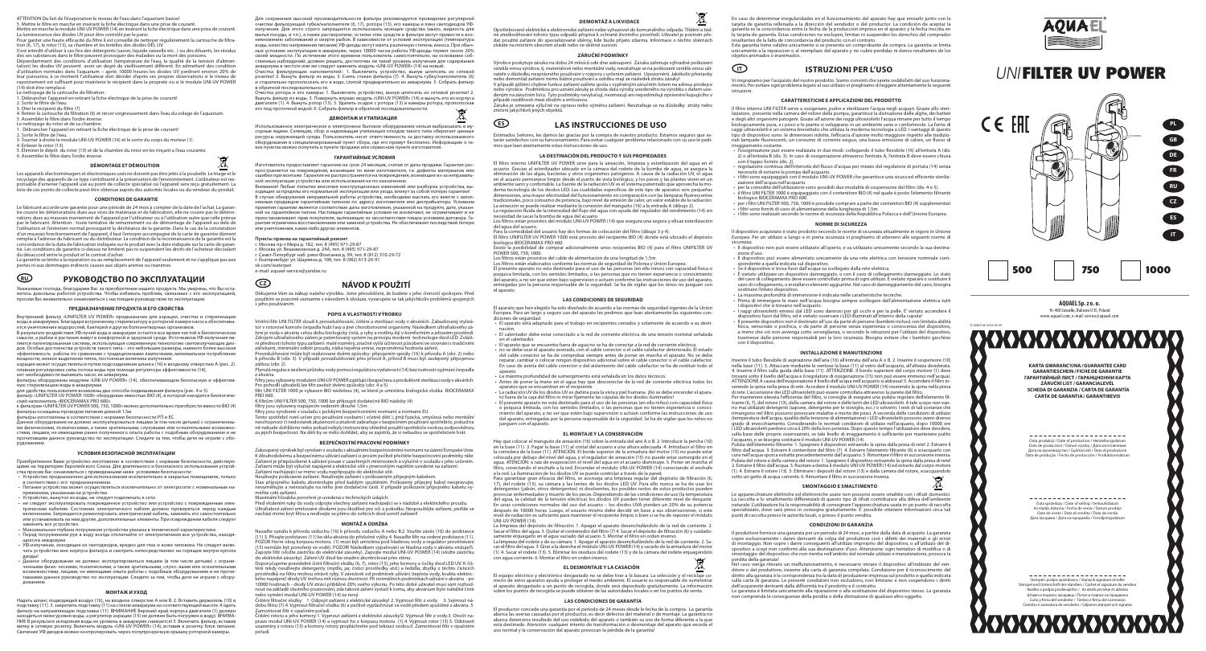ATTENTION Du fait de l'évaporation le niveau de l'eau dans l'aquarium baisse!
5. Mettre le filtre en marche en insérant la fiche électrique dans une prise de courant.
Mettre en marche le module UNI-UV POWER (14) en insérant la fiche électrique dans une prise de courant.
La luminescence des diodes UV peut être contrôlée par les parois.
Pour garder une haute efficacité du filtre il est conseillé de nettoyer régulièrement la cartouche de filtration (6, 17), le rotor (13), sa chambre et les lentilles des diodes UV (4). Il est interdit d'utiliser à ces fins des détergents (savon, liquide vaisselle etc.) ou des diluants, les résidus desquels peuvent avoir un effet nocif sur les organismes vivants de l'aquarium.
Dépendamment des conditions d'utilisation (température de l'eau, la qualité de la tension d'alimentation) les diodes UV peuvent avoir un degré de vieillissement différent. Dans les conditions d'utilisation normales dans l'aquarium – après 10000 heures les diodes UV perdent environ 20% de leur puissance, à ce moment l'utilisateur doit décider d'après ses propres observations si le niveau de rayonnement est suffisant pour maintenir le récipient dans la propreté ou si le module UNI-UV POWER (14) doit être remplacé.
Le nettoyage de la cartouche de filtration:
1. Débrancher l'appareil en retirant la fiche électrique de la prise de courant!
2. Sortir le filtre de l'eau.
3. Ôter le récipient du filtre (7)
4. Retirer la cartouche de filtration (6) et rincer soigneusement dans l'eau du vidage de l'aquarium.
5. Assembler le filtre dans l'ordre inverse.
Le nettoyage de rotor et de sa chambre:
1. Débrancher l'appareil en retirant la fiche électrique de la prise de courant!
2. Sortir le filtre de l'eau.
3. Ôter le module UNI-UV POWER (14) et le sortir du corps du moteur (1).
4. Enlever le rotor (13).
5. Éliminer le dépôt du rotor (13) et de la chambre du rotor en les rinçant à l'eau courante.
6. Assembler le filtre dans l'ordre inverse.

## DÉMONTAGE ET DÉMOLITION

Les appareils électroménagers et électroniques usés ne doivent pas être jetés à la poubelle. Le tri et le recyclage des appareils de ce type contribuent à la préservation de l'environnement. L'utilisateur est responsable d'amener l'appareil usé au point de collecte spécialisé où l'appareil sera reçu gratuitement. La liste de ces points de collecte peut être obtenue auprès des autorités locales ou du vendeur du produit.

## CONDITIONS DE GARANTIE

Le fabricant accorde une garantie pour une période de 24 mois à compter de la date de l'achat. La garantie couvre les détériorations dues aux vices de matériaux et de fabrication, elle ne couvre pas les détériorations dues au mauvais maniement de l'appareil par l'utilisateur ou à l'utilisation autre que celle prévue par le fabricant. Attention : toute tentative de remaniement ou de démontage de l'appareil au-delà de l'utilisation et l'entretien normal provoquent la déchéance de la garantie. Dans le cas de la constatation d'un mauvais fonctionnement de l'appareil, il faut l'envoyer accompagné de la carte de garantie dûment remplie à l'adresse du fabricant ou du distributeur. La condition de la reconnaissance de la garantie est la concordance de la date de fabrication indiquée sur le produit avec la date indiquée sur la carte de garantie. Les conditions de garantie ci-dessus ne limitent pas ni suspendent les droits de l'acheteur découlant du désaccord entre le produit et le contrat d'achat.
La garantie se limite à la réparation ou au remplacement de l'appareil seulement et ne s'applique pas aux pertes ni aux dommages indirects causés aux objets animés ou inanimés.

# RU РУКОВОДСТВО ПО ЭКСПЛУАТАЦИИ

Уважаемые господа, благодарим Вас за приобретение нашего продукта. Мы уверены, что Вы останетесь довольны работой устройства. Чтобы избежать проблем, связанных с его эксплуатацией, просим Вас внимательно ознакомиться с настоящим руководством по эксплуатации.

## ПРЕДНАЗНАЧЕНИЕ ПРОДУКТА И ЕГО СВОЙСТВА

Внутренний фильтр «UNIFILTER UV POWER» предназначен для аэрации, очистки и стерилизации воды в аквариуме. Благодаря встроенному стерилизатору в роторной камере насоса обеспечивается уничтожение водорослей, бактерий и других болезнетворных организмов.
В результате воздействия УФ-лучей вода в аквариуме остается все время чистой в биологическом смысле, а рыбки и растения живут в комфортной и здоровой среде. Источником УФ-излучения является принципиально новая технология светодиодов, которая по сравнению с традиционными лампами характеризуется высокой эффективностью, длительным сроком службы, небольшими размерами и низким энергопотреблением. Особые достоинства устройства: простота монтажа и эксплуатации.
Аэрацию можно осуществлять путем подсоединения шланга (16) к входному отверстию А (рис. 2). Плавная регулировка силы потока воды при помощи регулятора эффективности (14).
Фильтр «UNIFILTER UV POWER» обеспечивает безопасную и эффективную стерилизацию воды в аквариуме.
Для удобства пользования комплект фильтра снабжен присосками для подвешивания фильтра.
Фильтр «UNIFILTER UV POWER 500» оборудован емкостью BIO (4), в которой находится биологический наполнитель «BIOCERAMAX PRO 600».
К фильтрам «UNIFILTER UV POWER 750, 1000» можно дополнительно приобрести емкости BIO (4).
Фильтры оснащены проводом питания длиной 1,5м.
Фильтры изготовлены в соответствии с нормами безопасности РП и ЕС.
Данное оборудование не должно эксплуатироваться лицами (в том числе детьми) с ограниченными физическими, психическими, а также умственными, слуховыми или осязательными возможностями, лицами, не имеющими должного опыта работы с подобным оборудованием, если они не прочитали данное руководство по эксплуатации. Следите за тем, чтобы дети не играли с оборудованием.

## УСЛОВИЯ БЕЗОПАСНОЙ ЭКСПЛУАТАЦИИ

Приобретенное Вами устройство изготовлено в соответствии с нормами безопасности, действующими на территории Европейского Союза. Для длительного и безопасного использования устройства просим Вас ознакомиться с нижеследующими условиями эксплуатации.
- Устройство предназначено для использования исключительно в закрытых помещениях, только в соответствии с его предназначением.
- Питание устройства может осуществляться исключительно от электросети с номинальным напряжением, указанным на устройстве.
- Устройство, выкупая из воды, не следует подключать к сети.
- не следует эксплуатировать поврежденное устройство или устройство с поврежденным электрическим кабелем. Состояние электрического кабеля должно проверяться перед каждым включением. Запрещается ремонтировать электрический кабель, заменять его самостоятельно или устанавливать на нем другие, дополнительные элементы. При повреждении кабеля следует заменить все устройство.
- Максимальная глубина погружения устройства указана в технической характеристике.
- Перед погружением рук в воду всегда отключайте от электросети все устройства, находящиеся в аквариуме.
- УФ-излучение, исходящее из светодиодов, вредно для глаз и кожи человека. Не следует включать устройство вне корпуса фильтра и смотреть непосредственно на горящие внутри корпуса диоды!

Данное оборудование не должно эксплуатироваться лицами (в том числе детьми) с ограниченными физическими, психическими, а также умственными, слухо-выми или осязательными возможностями, лицами, не имеющими опыта работы с подобным оборудованием и не прочитавшими данное руководство по эксплуатации. Следите за тем, чтобы дети не играли с оборудованием.

## МОНТАЖ И УХОД

Надеть шланг, подающий воздух (16), на входное отверстие А или В. 2. Вставить держатель (10) в паз горшка (11). 3. Закрепить подставку (11) на стенке аквариума на соответствующей высоте. 4. Залить фильтр на направляющую подставку (11). ВНИМАНИЕ! Верхний край корпуса двигателя (1) должен находиться ниже уровня воды, а регулятор аэрации (15) не должен быть погружен в воду. ВНИМАНИЕ! В результате испарения воды ее уровень в аквариуме снижается! 5. Включить фильтр, вставив вилку в сетевую розетку. Включить модуль «UNI-UV POWER» (14), вставив в розетку вилку питания. Свечение УФ-диодов можно контролировать через полупрозрачную крышку роторной камеры.

Для сохранения высокой производительности фильтра рекомендуется проведение регулярной очистки фильтрующей губки/наполнителя (6, 17), ротора (13), его камеры и линз светодиодов УФ-излучения. Для этого строго запрещается использовать моющие средства (мыло, жидкость для мытья посуды, и т.п.), а также растворители, остатки этих средств в фильтре могут привести к возникновению заболеваний и смерти рыбок. В зависимости от условий эксплуатации (температура воды, качество напряжения питания) УФ-диоды могут иметь различную степень износа. В обычных условиях эксплуатации в аквариуме, через 10000 часов УФ-диоды теряют около 20% своей мощности. По истечении этого времени пользователь должен решить, на основании собственных наблюдений, должен ли уровень излучения продолжать быть достаточным для содержания аквариума в чистоте или же следует заменить модуль «UNI-UV POWER» (14) на новый.
Очистка фильтрующих наполнителей: 1. Выключить устройство, вынув штепсель из сетевой розетки! 2. Вынуть фильтр из воды. 3. Снять стакан фильтра (7). 4. Вынуть губку/наполнитель (6) и старательно прополоскать его в воде, слитой предварительно из аквариума. 5. Собрать фильтр в обратной последовательности.
Очистка ротора и его камеры: 1. Выключить устройство, вынув штепсель из сетевой розетки! 2. Вынуть фильтр из воды. 3. Повернуть и вынуть модуль «UNI-UV POWER» (14) и вынуть его из корпуса двигателя (1). 4. Вынуть ротор (13). 5. Удалить осадок с ротора (13) и камеры ротора, прополоскав его под проточной водой. 6. Собрать фильтр в обратной последовательности.

## ДЕМОНТАЖ И УТИЛИЗАЦИЯ

Использованное электрическое и электронное бытовое оборудование нельзя выбрасывать в мусорные ящики. Селекция, сбор и надлежащая утилизация отходов такого типа сберегает ценные ресурсы окружающей среды. Пользователь несет ответственность за доставку использованного оборудования в специализированный пункт сбора, где его примут бесплатно. Информацию о таких пунктах можно получить в пункте продажи или сервисном пункте изготовителя.

## ГАРАНТИЙНЫЕ УСЛОВИЯ

Изготовитель предоставляет гарантию на срок 24 месяца, считая от даты продажи. Гарантия распространяется на повреждения, возникшие по вине изготовителя, т.е. дефекты материала или ошибки при монтаже. Гарантия не распространяется на повреждения, возникшие из-за неправильной эксплуатации устройства или использования не по назначению.
Внимание! Любые попытки внесения конструкционных изменений или разборки устройства, выходящие за пределы его нормальной эксплуатации или ухода, влекут за собой потерю гарантии. В случае обнаружения неправильной работы устройства, необходимо выслать его вместе с заполненным гарантийным талоном по адресу изготовителя или дистрибьютора. Условием принятия гарантии является соответствие даты изготовления, указанной на продукте, дате, указанной на гарантийном талоне. Настоящие гарантийные условия не исключают, не ограничивают и не приостанавливают прав покупателя, вытекающих из несоответствия товара условиям договора. Гарантия ограничена восстановлением или заменой устройства. Не обеспечивает последствия потери или уничтожения, каких-либо других элементов.

**Пункты приема на гарантийный ремонт:**
г. Москва пр-т Мира д. 182, тел. 8 (495) 971-29-87
г. Москва ул. Вешняковская д. 24А, тел. 8 (495) 971-29-87
г. Санкт-Петербург ул. Дибуновская д. 50, тел. 8 (812) 310-29-72
г. Екатеринбург ул. Шаумяна д. 100, тел. 8 (982) 613-26-91
vk.com/aquael.ru
e-mail: aquael-service@yandex.ru

# CZ NÁVOD K POUŽITÍ

Děkujeme Vám za nákup našeho výrobku. Jsme přesvědčeni, že budete s jeho činností spokojeni. Před použitím se pozorně seznamte s návodem k obsluze, vyvarujete se tak jakýchkoliv problémů spojených s jeho používáním.

## POPIS A VLASTNOSTI VÝROBKU

Vnitřní filtr UNI FILTER slouží k provzdušňování, čištění a sterilizaci vody v akvárích. Zabudovaný sterilizátor v rotorové komoře čerpadla hubí řasy a jiné choroboplodné organismy. Následkem ultrafialového záření je voda v akváriu stále biologicky čistá, a ryby a rostliny žijí v komfortním a zdravém prostředí. Zdrojem ultrafialového záření je patentovaný systém na principu moderní technologie diod LED. Ve srovnání s tradičními lampami se vyznačuje vysokou účinností, mnohem delší životností a nízkou spotřebou energie. Výhodou zařízení je jednoduchá instalace a obsluha. Provzdušňování může být realizováno dvěma způsoby: připojením spirály (16) k přívodu A (obr. 2) nebo k přívodu B (obr. 3). V případě provzdušňování přes přívod A, přívod B musí být zaslepen zátkou (obr. 2).
Plynulá regulace zesílení průtoku vody pomocí regulátoru vydatnosti (14) bez nutnosti vyjímání čerpadla z akvária.
Filtry jsou vybaveny modulem UNI-UV POWER zajišťující bezpečnou a produktivní sterilizaci vody v akvárích. Pro pohodlí uživatelů lze filtr zavěsit dvěma způsoby (obr. 4 a 5).
Filtr UNI FILTER 1000 je vybaven BIO nádobou (4), ve které je umístěna biologická vložka BIOCERAMAX PRO 600.
K filtrům UNI FILTER 500, 750, 1000 lze přikoupit dodatečné BIO nádoby (4)
Filtry jsou vybaveny napájecím vedením délky 1,5m.
Filtry jsou vyrobeny v souladu s polskými bezpečnostními normami a normami EU.
Tento spotřebič není určen pro používání osobami ( včetně dětí ), jimž fyzická, smyslová nebo mentální neschopnost či nedostatek zkušeností a znalostí zabraňuje v bezpečném používání spotřebiče, pokud na ně nebude dohlíženo nebo pokud nebyly instruovány ohledně použití spotřebiče osobou zodpovědnou za jejich bezpečnost. Na děti by se mělo dohlížet, aby se zajistilo, že si nebudou se spotřebičem hrát.

## BEZPEČNOSTNÍ PRACOVNÍ PODMÍNKY

Zakoupený výrobek byl vyroben v souladu s aktuálními bezpečnostními normami na území Evropské Unie. K dlouhodobému a bezpečnému užívání zařízení si prosím přečtěte níže bezpečnostní podmínky níže. Zařízení je přizpůsobeno k užívání pouze v uzavřených místnostech a výlučně v souladu s jeho určením. Zařízení může být výlučně napájeno z elektrické sítě s jmenovitým napětím uvedeným na zařízení. Zařízení nelze zapínat do elektrické sítě, pokud je vytaženo z vody.
Neužívejte poškozené zařízení. Neužívejte zařízení s poškozeným přípojným kabelem.
Stav přípojného kabelu kontrolujte před každým zapnutím. Poškozený přípojný kabel neopravujte, nevyměňujte a nemontujte na něho jiné dodatečné části. V případě poškození přípojného kabelu vyměňte celé zařízení.
Maximální hloubka ponoření je uvedena v technických údajích.
Před vložením ruky do vody odpojte všechny zařízení nacházející se v nádobě z elektrického proudu.
Ultrafialové záření emitované diodami jsou škodlivé pro oči a pokožku. Nespouštějte zařízení, jestliže se nachází mimo kryt filtru a nedívejte se přímo do světících diod uvnitř zařízení!

## MONTÁŽ A ÚDRŽBA

Nasaďte spirálu k přívodu vzduchu (16) k přívodu vzduchu A nebo B.2. Vsuňte závěs (10) do podstavce (11).3. Přisajte podstavec (11) ke stěně akvária do příslušné výšky.4. Nasaďte filtr na vedení podstavce (11). POZOR! Horní okraj korpusu motoru (1) musí být umístěna pod hladinou vody a regulátor provětrávání (15) nemůže být ponořený ve vodě. POZOR! Následkem vypařování se hladina vody v akváriu snižuje!5. Zapojte filtr (vložte zástrčku do elektrické zásuvky). Zapojte modul UNI-UV POWER (14) (vložte zástrčku do elektrické zásuvky). Záření UV diod lze snadno zkontrolovat přes stěnu.
Doporučujeme pravidelně čistit filtrační vložku (6, 17), rotor (13), jeho komoru a čočky diod UV. K čištění nikdy nepoužívejte detergenty (mýdla, jar, čisticí prostředky atd.) a ředidla, ebyby z těchto čisticích prostředků na filtru mohou otrávit ryby. V závislosti od podmínek užívání (teplota vody, kvalita elektrického napájení) diody UV mohou mít rozdílnou životnost. Při normálních podmínkách užívání v akváriu – po 10000 hodinách – diody UV ztrácí přibližně 20% svého výkonu. Po této době uživatel musí sám rozhodnout na základě vlastního pozorování, zda taková záření vystačí k tomu, aby akvárium bylo nadále čisté nebo vyměnit modul UNI-UV POWER (14) za nový.
Čištění filtrační vložky: 1. Odpojit zařízení z elektrické zásuvky! 2. Vyjmout filtr z vody. 3. Sejmout nádobu filtru (7). 4. Vyjmout filtrační vložku (6) a pečlivě vypláchnout ve vodě předem spuštěné z akvária. 5. Zamontovat filtr v opačném pořadí.
Čištění rotoru a jeho komory: 1. Vypnout zařízení z elektrické zásuvky!2. Vyjmout filtr z vody.3. Otočit a vyjmout modul UNI-UV POWER (14) a vyjmout ho z korpusu motoru. (1) 4. Vyjmout rotor (13). 5. Odstranit usazeniny z rotoru (13) a komory rotoru propláchnutím pod tekoucí vodou.6. Zamontovat filtr v opačném pořadí.

## DEMONTÁŽ A LIKVIDACE

Opotřebované elektrické a elektronické zařízení nelze vyhazovat do komunálního odpadu. Třídění a ladné zneškodňování tohoto typu odpadů přispívá k ochraně životního prostředí. Uživatel je povinen předat použité zařízení do specializované sběrny, kde bude přijato zdarma. Informace o těchto sběrnách získáte na místním obecním úřadě nebo v daném servisu.

## ZÁRUČNÍ PODMÍNKY

Výrobce poskytuje záruku na dobu 24 měsíců ode dne zakoupení. Záruka zahrnuje výhradně poškození vzniklá vinou výrobce, tj. materiálové nebo montážní vady, nevztahuje se na poškození vzniklá vinou uživatele v důsledku nesprávného používání v rozporu s určením zařízení. Upozornění: Jakékoliv přestavby nebo demontáž zařízení mimo běžné používání a údržbu mají za následek ztrátu záruky!
V případě zjištění chybné funkce zařízení zašlete spolu s vyplněným záručním listem na adresu prodejce nebo výrobce. Podmínkou pro uznání záruky je shoda data výroby uvedeného na výrobku s datem uvedeným na záručním listu. Tyto podmínky nevylučují, neomezují ani nepozastavují oprávnění kupujícího v případě rozdílnosti mezi zbožím a smlouvou.
Záruka je omezena výlučně na opravu nebo výměnu zařízení. Nevztahuje se na důsledky ztráty nebo zničení jakýchkoli jiných objektů.

# ES LAS INSTRUCCIONES DE USO

Estimados Señores, les damos las gracias por la compra de nuestro producto. Estamos seguros que estarán satisfechos con su funcionamiento. Para evitar cualquier problema relacionado con su uso le pedimos que lean atentamente estas instrucciones de uso.

## LA DESTINACIÓN DEL PRODUCTO Y SUS PROPIEDADES

El filtro interno UNIFILTER UV POWER sirve para la aireación, limpieza y esterilización del agua en el acuario. Gracias al esterilizador ubicado en la cámara del rotor de la bomba de agua, se asegura la eliminación de las algas, bacterias y otros organismos patógenos. A causa de la radiación UV, el agua en el acuario permanece limpio desde el punto de vista biológico, y los peces y las plantas viven en un ambiente sano y confortable. La fuente de radiación UV es el sistema patentado que aprovecha la moderna tecnología de los diodos LED. Las cualidades específicas de este tipo de aparatos son: pequeñas dimensiones, una mayor efectividad del funcionamiento en comparación con las lámparas fluorescentes tradicionales, poco consumo de potencia, bajo nivel de emisión de calor, un valor estable de la radiación.
La aireación se puede realizar mediante la conexión del manguito (16) a la entrada A (dibujo 2).
La regulación fluida de la intensidad del flujo del agua con ayuda del regulador del rendimiento (14) sin necesidad de sacar la bomba de agua del acuario.
Los filtros están provistos del módulo UNI-UV POWER (14) que asegura una segura y eficaz esterilización del agua del acuario.
Para la comodidad del usuario hay dos formas de colocación del filtro (dibujo 3 y 4).
El filtro UNIFILTER UV POWER 1000 está provisto del recipiente BIO (4) donde está ubicado el depósito biológico BIOCERAMAX PRO 600.
Existe la posibilidad de comprar adicionalmente unos recipientes BIO (4) para el filtro UNIFILTER UV POWER 500, 750, 1000.
Los filtros están provistos del cable de alimentación de una longitud de 1,5m.
Los filtros están elaborados conforme las normas de seguridad de Polonia y Unión Europea.
El presente aparato no está destinado para el uso de las personas (en ello niños) con capacidad física o psíquica limitada, con los sentidos limitados, o las personas que no tienen experiencia o conocimiento del aparato, a no ser que estén bajo supervisión o actúan conforme las instrucciones de uso del aparato, entregadas por la persona responsable de la seguridad. Se ha de vigilar que los niños no jueguen con el aparato.

## LAS CONDICIONES DE SEGURIDAD

El aparato que han elegido ha sido elaborado de acuerdo a las normas de seguridad vigentes de la Unión Europea. Para un largo y seguro uso del aparato les pedimos que lean atentamente las siguientes condiciones de seguridad:
- El aparato está adaptado para el trabajo en recipientes cerrados y solamente de acuerdo a su destinación.
- El calentador debe estar conectado a la red de corriente eléctrica de una tensión nominal señalada en el calentador.
- El aparato que se encuentra fuera de agua no se ha de conectar a la red de corriente eléctrica.
- no se debe usar el aparato averiado, con el cable conector o el cable calefactor deteriorado. El estado del cable conector se ha de comprobar siempre antes de poner en marcha el aparato. No se debe reparar, cambiar o colocar ningún dispositivo adicional sobre el cable conector o el cable calefactor. En caso de avería del cable conector o del calentador del cable calefactor se ha de sustituir todo el aparato.
- La máxima profundidad de sumergimiento está señalada en los datos técnicos.
- Antes de poner la mano en el agua hay que desconectar de la red de corriente eléctrica todos los aparatos que se encuentran en el recipiente.
- La radiación UV de los diodos UV es dañina para la vista y piel humana. ¡No se debe encender el aparato fuera de la caja del filtro ni mirar fijamente las cápsulas de los diodos iluminados!
- El presente aparato no está destinado para el uso de las personas (en ello niños) con capacidad física o psíquica limitada, con los sentidos limitados, o las personas que no tienen experiencia o conocimiento del aparato, a no ser que estén bajo supervisión o actúan conforme las instrucciones de uso del aparato, entregadas por la persona responsable de la seguridad. Se ha de vigilar que los niños no jueguen con el aparato.

## EL MONTAJE Y LA CONSERVACIÓN

Hay que colocar el manguito de aireación (16) sobre la entrada del aire A o B 2. Introducir la percha (10) en la base (11). 3. Pegar la base (11) al cristal del acuario a una altura adecuada. 4. Introducir el filtro en la corredera de la base (11). ATENCIÓN: El borde superior de la armadura del motor (1) no puede estar colocado por debajo del nivel del agua, y el regulador de aireación (15) no puede estar sumergido en el agua. ATENCIÓN: a raíz de evaporación el nivel del agua en el acuario disminuye. 5. Poner en marcha el filtro, conectando el enchufe a la red. Encender el módulo UNI-UV POWER (14) conectando el enchufe a la red. La iluminación de los diodos UV se puede controlar a través de la pared.
Para garantizar gran eficacia del filtro, se aconseja una limpieza regular del depósito de filtración (6, 17), del rodete (13), su cámara y las lentes de los diodos LED UV. Para ello nunca se ha de usar los detergentes (jabón, otros detergentes) ni disolventes, los posibles restos de estos productos pueden provocar enfermedades y muerte de los peces. Dependiendo de las condiciones (temperatura del agua, la calidad de la tensión eléctrica) los diodos UV pueden tener diferente nivel de desgaste. En unas condiciones normales del uso en el acuario – los diodos UVA pierden un 20% de su potencia después de 10000 horas. Luego, el usuario mismo debe decidir en base a sus observaciones, si este nivel de radiación es suficiente para mantener el depósito limpio o bien si se ha de reponer el módulo UNI-UV POWER (14).
La limpieza del depósito de filtración: 1. Apagar el aparato desenchufándolo de la red de corriente. 2. Sacar el filtro del agua. 3. Quitar el contenedor del filtro (7) 4. Sacar el depósito de filtración (6) y cuidadosamente enjuagarlo en el agua vaciado del acuario. 5. Montar el filtro en orden inverso.
La limpieza del rodete y de su cámara: 1. Apagar el aparato desenchufándolo de la red de corriente. 2. Sacar el filtro del agua. 3. Girar a la derecha el módulo UNI-UV POWER (14) y sacarlo de la armadura del motor (1). 4. Sacar el rodete (13). 5. Eliminar los residuos del rodete (13) y de la cámara del rodete enjuagándolo con agua corriente. 6. Montar el filtro en orden inverso.

## EL DESMONTAJE Y LA CASACIÓN

El equipo eléctrico y electrónico desgastado no se debe tirar a la basura. La selección y el reciclaje correcto de estos aparatos ayuda a proteger el medio ambiente. El usuario es responsable de suministrar el aparato desgastado a un punto de recogida, donde será depositado gratuitamente. La información sobre los puntos de recogida se puede obtener de las autoridades locales o en los puntos de venta.

## LAS CONDICIONES DE GARANTÍA

El productor concede una garantía por el periodo de 24 meses desde la fecha de la compra. La garantía abarca las averías causadas por el productor, es decir defectos del material o de montaje. La garantía no abarca deterioros resultado del uso indebido del aparato o también su uso de forma diferente a la que está destinado. Atención: cualquier intento de transformación o desmontaje del aparato que exceda el uso normal y la conservación del aparato provocan la pérdida de la garantía!

En caso de determinar irregularidades en el funcionamiento del aparato hay que enviarlo junto con la tarjeta de garantía rellenada a la dirección del vendedor o del productor. La condición de aceptar la garantía es la concordancia entre la fecha de la producción impresa en el aparato y la fecha inscrita en la tarjeta de garantía. Estas condiciones no excluyen, limitan ni suspenden los derechos del comprador resultantes de la falta de concordancia del producto con el contrato.
Esta garantía tiene validez únicamente si se presenta un comprobante de compra. La garantía se limita únicamente a la reparación o al reemplazo del aparato y no cubre pérdidas o daños relacionados con los objetos animados o inanimados.

# IT ISTRUZIONI PER L'USO

Vi ringraziamo per l'acquisto del nostro prodotto. Siamo convinti che sarete soddisfatti del suo funzionamento. Per evitare ogni problema legato al suo utilizzo vi preghiamo di leggere attentamente le seguenti istruzioni.

## CARATTERISTICHE E APPLICAZIONI DEL PRODOTTO

Il filtro interno UNI FILTER serve a ossigenare, pulire e sterilizzare l'acqua negli acquari. Grazie allo sterilizzatore, presente nella camera del rotore della pompa, garantisce la distruzione delle alghe, dei batteri e degli altri organismi patogeni. Grazie all'azione dei raggi ultravioletti l'acqua rimane per tutto il tempo biologicamente pura, ei pesci e le piante si sviluppano in un ambiente sano e confortevole. La fonte di raggi ultravioletti è un sistema brevettato che utilizza la moderna tecnologia a LED. I vantaggi di questo tipo di dispositivo sono: le dimensioni ridotte, l'efficacia d'azione molto maggiore rispetto alle tradizionali lampade fluorescenti, un consumo di corrente esiguo, una bassa emissione di calore, un flusso di irraggiamento costante.
- l'ossigenazione può essere realizzata in due modi: collegando il tubo flessibile (16) all'entrata A (dis. 2) o all'entrata B (dis. 3). In caso di ossigenazione attraverso l'entrata A, l'entrata B deve essere chiusa con il tappo fornito (dis. 2).
- regolazione continua dell'intensità del flusso d'acqua per mezzo del regolatore di portata (14) senza necessità di estrarre la pompa dall'acquario.
- i filtri sono equipaggiati con il modulo UNI-UV POWER che garantisce una sicura ed efficiente sterilizzazione dell'acqua nell'acquario.
- per la comodità dell'utilizzatore sono possibili due modalità di sospensione del filtro (dis. 4 e 5).
- il filtro UNI FILTER 1000 è equipaggiato con il contenitore BIO (4) nel quale è posto l'elemento filtrante biologico BIOCERAMAX PRO 600.
- per i filtri UNI FILTER 500, 750, 1000 è possibile comprare a parte dei contenitori BIO (4) supplementari
- i filtri sono forniti di cavo di alimentazione della lunghezza di 1,5m.
- i filtri sono realizzati secondo le norme di sicurezza della Repubblica Polacca e dell'Unione Europea.

## NORME DI SICUREZZA

Il dispositivo acquistato è stato prodotto secondo le norme di sicurezza attualmente in vigore in Unione Europea. Per un utilizzo a lungo e in piena sicurezza vi preghiamo di attenervi alle seguenti norme di sicurezza:
- Il dispositivo non può essere utilizzato all'aperto, e va utilizzato unicamente secondo la sua destinazione d'uso.
- Il dispositivo può essere alimentato unicamente da una rete elettrica con tensione nominale corrispondente a quella indicata sul dispositivo.
- Se il dispositivo si trova fuori dall'acqua va scollegato dalla rete elettrica.
- È vietato utilizzare un dispositivo danneggiato, o con il cavo di collegamento danneggiato. Lo stato del cavo di collegamento deve essere controllato prima di ogni utilizzo. È vietato riparare o sostituire il cavo di collegamento, o installarvi elementi aggiuntivi. Nel caso il danneggiamento del cavo, bisogna sostituire l'intero dispositivo.
- La massima profondità di immersione è indicata nelle caratteristiche tecniche.
- Prima di immergere le mani nell'acqua bisogna sempre scollegare dall'alimentazione elettrica tutti i dispositivi che si trovano nell'acquario.
- I raggi ultravioletti emessi dal LED sono dannosi per gli occhi e per la pelle. E' vietato accendere il dispositivo fuori dal filtro, ed è vietato osservare i LED illuminati all'interno della capsula!
- Il presente dispositivo non è destinato all'uso da parte di persone (bambini inclusi) con limitata abilità fisica, sensoriale o psichica, o da parte di persone senza esperienza o conoscenza del dispositivo, a meno che ciò non avvenga sotto sorveglianza, o secondo le istruzioni per l'utilizzo del dispositivo, trasmesse dalle persone responsabili per la loro sicurezza. Bisogna evitare che i bambini giochino con il dispositivo.

## INSTALLAZIONE E MANUTENZIONE

Inserire il tubo flessibile di aspirazione dell'aria (16) all'entrata dell'aria A o B. 2. Inserire il sospensore (10) nella base (11). 3. Attaccare mediante le ventose la base (11) al vetro dell'acquario, all'altezza desiderata. 4. Inserire il filtro sulla guida della base (11). ATTENZIONE: Il bordo superiore del corpo motore (1) deve trovarsi sotto il livello dell'acqua e il regolatore di ossigenazione (15) non può essere immerso nell'acqua!. ATTENZIONE: A causa dell'evaporazione il livello dell'acqua nell'acquario si abbassa! 5. Accendere il filtro inserendo la spina nella presa di rete. Accendere il modulo UNI-UV POWER (14) inserendo la spina nella presa di rete. L'accensione dei LED ultravioletti può essere controllata attraverso le pareti del filtro.
Per mantenere elevata l'efficienza del filtro, si consiglia di eseguire una pulizia regolare dell'elemento filtrante (6, 7), del rotore (13), della camera del rotore e delle lenti dei LED ultravioletti. A tale scopo non vanno mai utilizzati detergenti (saponi, detergente per le stoviglie, ecc.) o solventi. I resti di tali sostanze che rimangono nel filtro possono provocare malattie e morte dei pesci. A seconda delle condizioni di utilizzo (temperatura dell'acqua, qualità della tensione di alimentazione) i LED ultravioletti possono avere diverso grado di invecchiamento. Considerando le normali condizioni di utilizzo nell'acquario, dopo 10000 ore i LED ultravioletti perdono circa il 20% della loro potenza. Dopo questo tempo l'utilizzatore deve decidere, sulla base delle proprie osservazioni, se tale livello di irraggiamento è sufficiente per mantenere pulito l'acquario, o se bisogna sostituire il modulo UNI-UV POWER (14).
Pulizia dell'elemento filtrante: 1. Spegnere il dispositivo estraendo la spina dalla presa di rete! 2. Estrarre il filtro dall'acqua. 3. Estrarre il contenitore del filtro (7). 4. Estrarre l'elemento filtrante (6) e sciacquarlo con cura nell'acqua sporca estratta precedentemente dall'acquario. 5. Rimontare il filtro in successione inversa.
Pulizia del rotore e della camera del rotore: 1. Spegnere il dispositivo estraendo la spina dalla presa di rete! 2. Estrarre il filtro dall'acqua. 3. Ruotare ed estrarre il modulo UNI-UV POWER (14) ed estrarlo dal corpo motore (1). 4. Estrarre il rotore (13). 5. Eliminare i depositi dal rotore (13) e dalla camera del rotore, sciacquandolo sotto un getto di acqua corrente. 6. Rimontare il filtro in successione inversa.

## SMONTAGGIO E SMALTIMENTO

Le apparecchiature elettriche ed elettroniche usate non possono essere smaltite con i rifiuti domestici. La raccolta e lo smaltimento differenziati di questo tipo di rifiuti contribuiscono alla difesa dell'ambiente naturale. L'utilizzatore ha la responsabilità di consegnare l'apparecchiatura usata in un punto di raccolta specializzato, dove sarà preso in consegna gratuitamente. È possibile ottenere informazioni circa tali punti di raccolta presso le autorità locali, o presso il punto vendita.

## CONDIZIONI DI GARANZIA

Il produttore fornisce una garanzia per un periodo di 24 mesi, a partire dalla data di acquisto. La garanzia copre esclusivamente i danni derivanti da colpa del produttore: ciò è difetti dei materiali o gli errori di montaggio. Non copre i danni derivanti dall'errato utilizzo da parte dell'utente, o dall'utilizzo del dispositivo a scopi non conformi alla sua destinazione d'uso. Attenzione: ogni tentativo di modifica o di smontaggio del dispositivo che non rientra nell'ambito del normale utilizzo e manutenzione, provoca la perdita della garanzia!
Nel caso venga rilevato un malfunzionamento, è necessario inviare il dispositivo all'indirizzo del venditore o del produttore, insieme alla carta di garanzia compilata. Condizione per il riconoscimento della garanzia è la corrispondenza tra la data di produzione impressa sul prodotto e quella indicata sulla carta di garanzia. Le presenti condizioni non escludono, non limitano e non sospendono i diritti dell'acquirente derivanti dalla difformità tra il prodotto e il contratto.
La garanzia è limitata unicamente alla riparazione o alla sostituzione del dispositivo stesso. La garanzia non comprende le conseguenze della perdita o della distruzione di qualsiasi altro oggetto.

AQUAEL

# UNI FILTER UV POWER

PL GB DE FR RU CZ ES IT

500 750 1000

**AQUAEL Sp. z o.o.**
16-400 Suwałki, Złotoryjska 15
www.aquael.com, e-mail: service@aquael.com

**KARTA GWARANCYJNA / GUARANTEE CARD / GARANTIESCHEIN / BON DE GARANTIE / ГАРАНТИЙНЫЙ ЛИСТ / ГАРАНЦИОННА КАРТА / ZÁRUČNÍ LIST / GARANCIALEVÉL / SCHEDA DI GARANZIA / CARTA DE GARANTÍA / CARTA DE GARANTIA / GARANTIBEVIS**

Data produkcji / Date of production / Herstellungsdatum / Date de production / Дата производства / Дата на производство / Datum výroby / Gyártási idő / Data di produzione / Fecha de producción / Data de produção / Produktionsdatum

Data sprzedaży / Date of selling / Verkaufsdatum / Date de vente / Дата продажи / Дата на продажба / Datum prodeje / Eladás dátuma / Data di vendita / Fecha de venta / Data de venda / Salgsdato

Stempel i podpis sprzedawcy / Stamp & signature of seller / Stempel und Unterschrift des Händlers / Cachet et signature du vendeur / Печать и подпись продавца / Печат и подпис на продавача / Razítko a podpis prodejce / Az eladó pecsétje és aláírása / Timbro e firma del venditore / Sello y firma del vendedor / Carimbo e assinatura do vendedor / Sælgers stempel og underskrift